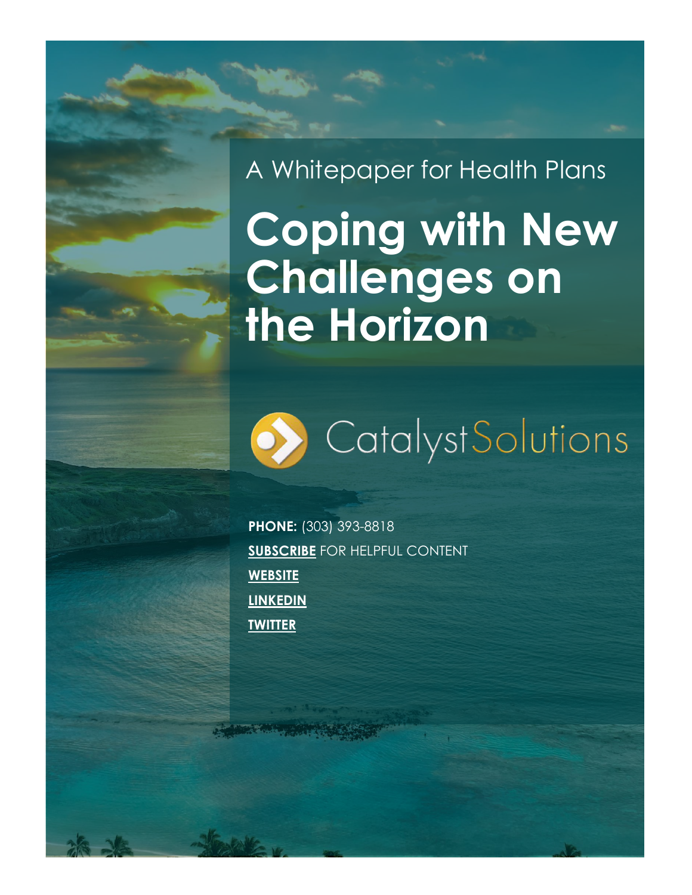A Whitepaper for Health Plans

# Coping with New Challenges on the Horizon

CatalystSolutions

**PHONE:** (303) 393-8818

**SUBSCRIBE** FOR HELPFUL CONTENT

**WEBSITE**

**LINKEDIN**

**TWITTER**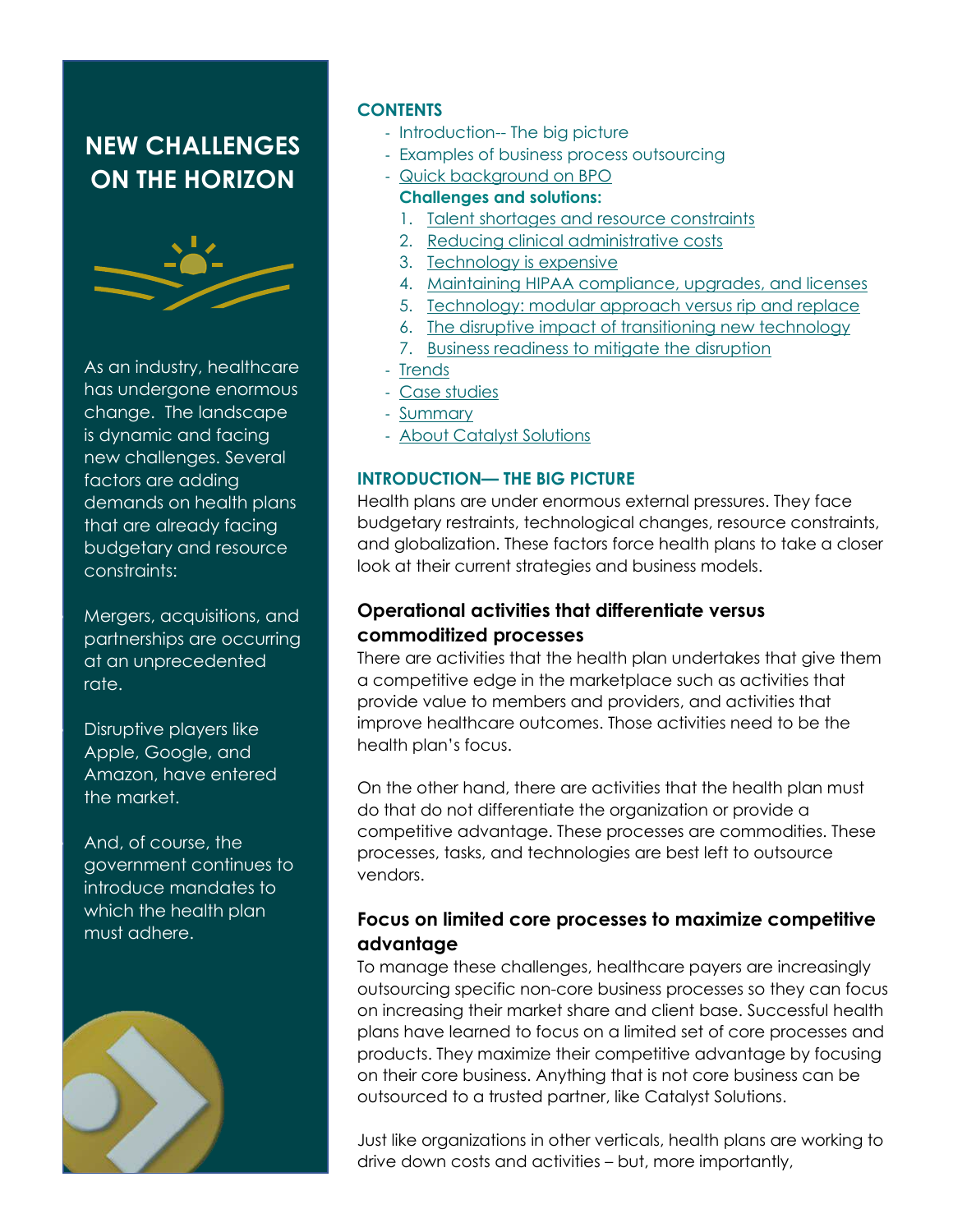## NEW CHALLENGES ON THE HORIZON

As an industry, healthcare has undergone enormous change. The landscape is dynamic and facing new challenges. Several factors are adding demands on health plans that are already facing budgetary and resource constraints:

- Mergers, acquisitions, and partnerships are occurring at an unprecedented rate.
- Disruptive players like Apple, Google, and Amazon, have entered the market.
- And, of course, the government continues to introduce mandates to which the health plan must adhere.

### CONTENTS

- Introduction-- The big picture
- Examples of business process outsourcing
- Quick background on BPO

**Challenges and solutions:**

1. Talent shortages and resource constraints
2. Reducing clinical administrative costs
3. Technology is expensive
4. Maintaining HIPAA compliance, upgrades, and licenses
5. Technology: modular approach versus rip and replace
6. The disruptive impact of transitioning new technology
7. Business readiness to mitigate the disruption

- Trends
- Case studies
- Summary
- About Catalyst Solutions

### INTRODUCTION— THE BIG PICTURE

Health plans are under enormous external pressures. They face budgetary restraints, technological changes, resource constraints, and globalization. These factors force health plans to take a closer look at their current strategies and business models.

### Operational activities that differentiate versus commoditized processes

There are activities that the health plan undertakes that give them a competitive edge in the marketplace such as activities that provide value to members and providers, and activities that improve healthcare outcomes. Those activities need to be the health plan's focus.

On the other hand, there are activities that the health plan must do that do not differentiate the organization or provide a competitive advantage. These processes are commodities. These processes, tasks, and technologies are best left to outsource vendors.

### Focus on limited core processes to maximize competitive advantage

To manage these challenges, healthcare payers are increasingly outsourcing specific non-core business processes so they can focus on increasing their market share and client base. Successful health plans have learned to focus on a limited set of core processes and products. They maximize their competitive advantage by focusing on their core business. Anything that is not core business can be outsourced to a trusted partner, like Catalyst Solutions.

Just like organizations in other verticals, health plans are working to drive down costs and activities – but, more importantly,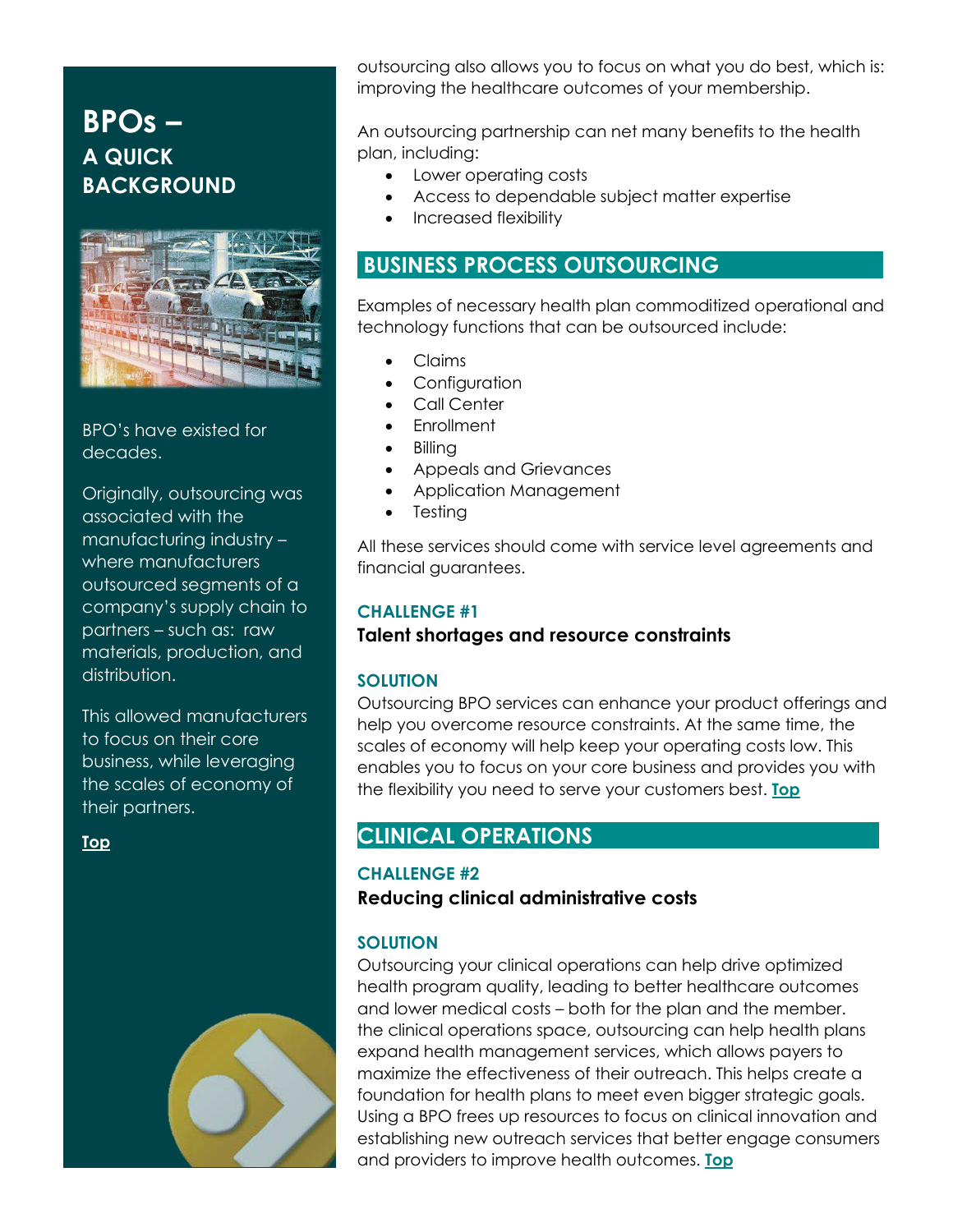# BPOs – A QUICK BACKGROUND

BPO's have existed for decades.

Originally, outsourcing was associated with the manufacturing industry – where manufacturers outsourced segments of a company's supply chain to partners – such as: raw materials, production, and distribution.

This allowed manufacturers to focus on their core business, while leveraging the scales of economy of their partners.

**Top**

outsourcing also allows you to focus on what you do best, which is: improving the healthcare outcomes of your membership.

An outsourcing partnership can net many benefits to the health plan, including:

- Lower operating costs
- Access to dependable subject matter expertise
- Increased flexibility

## BUSINESS PROCESS OUTSOURCING

Examples of necessary health plan commoditized operational and technology functions that can be outsourced include:

- Claims
- Configuration
- Call Center
- Enrollment
- Billing
- Appeals and Grievances
- Application Management
- Testing

All these services should come with service level agreements and financial guarantees.

### CHALLENGE #1

**Talent shortages and resource constraints**

### SOLUTION

Outsourcing BPO services can enhance your product offerings and help you overcome resource constraints. At the same time, the scales of economy will help keep your operating costs low. This enables you to focus on your core business and provides you with the flexibility you need to serve your customers best. **Top**

## CLINICAL OPERATIONS

### CHALLENGE #2

**Reducing clinical administrative costs**

### SOLUTION

Outsourcing your clinical operations can help drive optimized health program quality, leading to better healthcare outcomes and lower medical costs – both for the plan and the member. the clinical operations space, outsourcing can help health plans expand health management services, which allows payers to maximize the effectiveness of their outreach. This helps create a foundation for health plans to meet even bigger strategic goals. Using a BPO frees up resources to focus on clinical innovation and establishing new outreach services that better engage consumers and providers to improve health outcomes. **Top**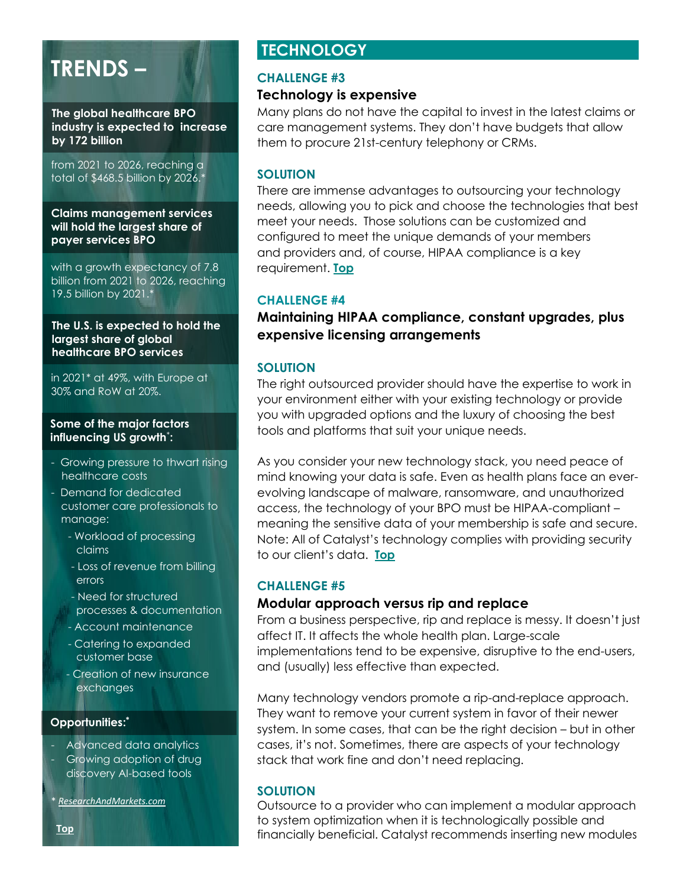# TRENDS –

**The global healthcare BPO industry is expected to increase by 172 billion**

from 2021 to 2026, reaching a total of $468.5 billion by 2026.*

**Claims management services will hold the largest share of payer services BPO**

with a growth expectancy of 7.8 billion from 2021 to 2026, reaching 19.5 billion by 2021.*

**The U.S. is expected to hold the largest share of global healthcare BPO services**

in 2021* at 49%, with Europe at 30% and RoW at 20%.

**Some of the major factors influencing US growth*:**

- Growing pressure to thwart rising healthcare costs
- Demand for dedicated customer care professionals to manage:
  - Workload of processing claims
  - Loss of revenue from billing errors
  - Need for structured processes & documentation
  - Account maintenance
  - Catering to expanded customer base
  - Creation of new insurance exchanges

**Opportunities:***

- Advanced data analytics
- Growing adoption of drug discovery AI-based tools

* *ResearchAndMarkets.com*

**Top**

## TECHNOLOGY

### CHALLENGE #3

**Technology is expensive**

Many plans do not have the capital to invest in the latest claims or care management systems. They don't have budgets that allow them to procure 21st-century telephony or CRMs.

### SOLUTION

There are immense advantages to outsourcing your technology needs, allowing you to pick and choose the technologies that best meet your needs. Those solutions can be customized and configured to meet the unique demands of your members and providers and, of course, HIPAA compliance is a key requirement. **Top**

### CHALLENGE #4

**Maintaining HIPAA compliance, constant upgrades, plus expensive licensing arrangements**

### SOLUTION

The right outsourced provider should have the expertise to work in your environment either with your existing technology or provide you with upgraded options and the luxury of choosing the best tools and platforms that suit your unique needs.

As you consider your new technology stack, you need peace of mind knowing your data is safe. Even as health plans face an ever-evolving landscape of malware, ransomware, and unauthorized access, the technology of your BPO must be HIPAA-compliant – meaning the sensitive data of your membership is safe and secure. Note: All of Catalyst's technology complies with providing security to our client's data. **Top**

### CHALLENGE #5

**Modular approach versus rip and replace**

From a business perspective, rip and replace is messy. It doesn't just affect IT. It affects the whole health plan. Large-scale implementations tend to be expensive, disruptive to the end-users, and (usually) less effective than expected.

Many technology vendors promote a rip-and-replace approach. They want to remove your current system in favor of their newer system. In some cases, that can be the right decision – but in other cases, it's not. Sometimes, there are aspects of your technology stack that work fine and don't need replacing.

### SOLUTION

Outsource to a provider who can implement a modular approach to system optimization when it is technologically possible and financially beneficial. Catalyst recommends inserting new modules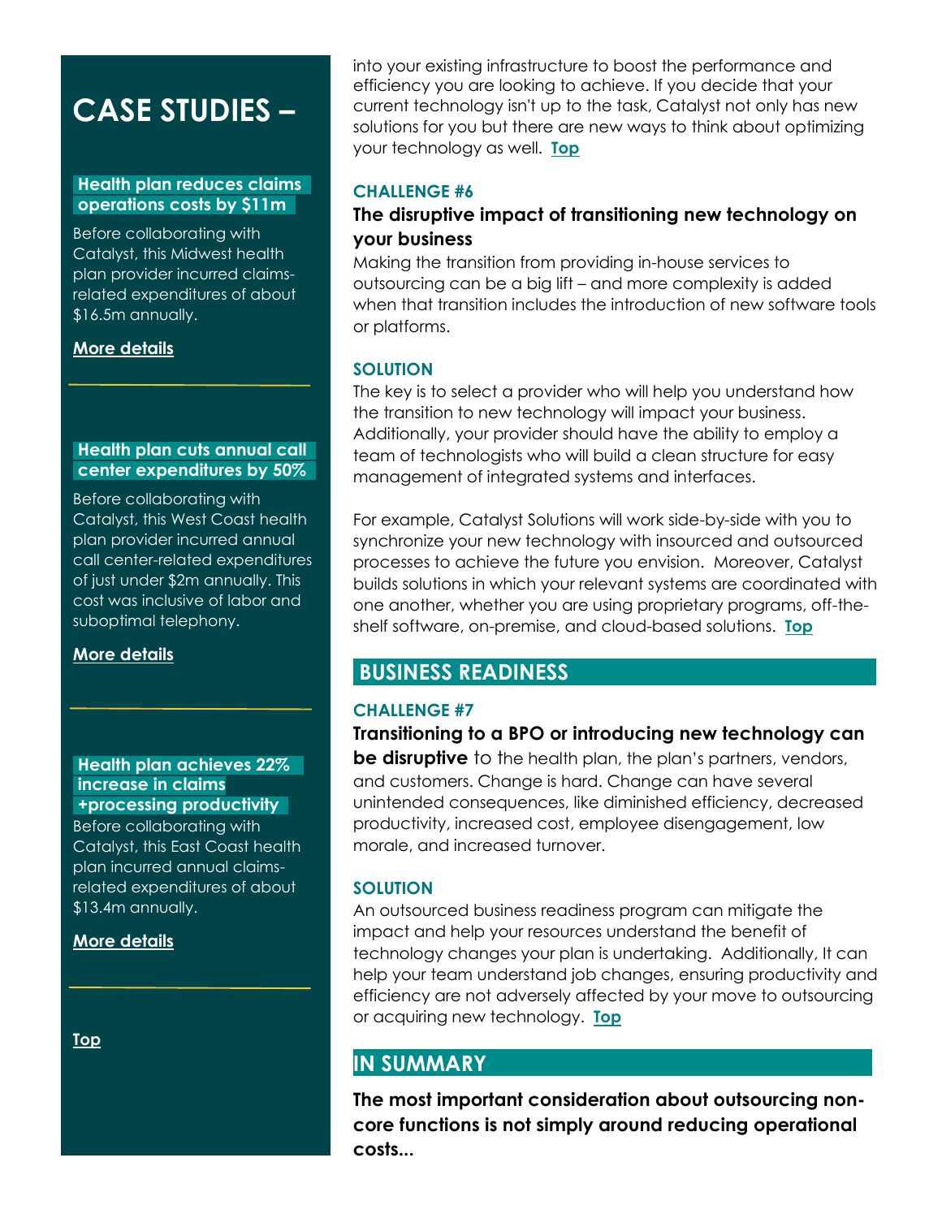into your existing infrastructure to boost the performance and efficiency you are looking to achieve. If you decide that your current technology isn't up to the task, Catalyst not only has new solutions for you but there are new ways to think about optimizing your technology as well. **Top**

### CHALLENGE #6

**The disruptive impact of transitioning new technology on your business**

Making the transition from providing in-house services to outsourcing can be a big lift – and more complexity is added when that transition includes the introduction of new software tools or platforms.

### SOLUTION

The key is to select a provider who will help you understand how the transition to new technology will impact your business. Additionally, your provider should have the ability to employ a team of technologists who will build a clean structure for easy management of integrated systems and interfaces.

For example, Catalyst Solutions will work side-by-side with you to synchronize your new technology with insourced and outsourced processes to achieve the future you envision. Moreover, Catalyst builds solutions in which your relevant systems are coordinated with one another, whether you are using proprietary programs, off-the-shelf software, on-premise, and cloud-based solutions. **Top**

## BUSINESS READINESS

### CHALLENGE #7

**Transitioning to a BPO or introducing new technology can be disruptive** to the health plan, the plan's partners, vendors, and customers. Change is hard. Change can have several unintended consequences, like diminished efficiency, decreased productivity, increased cost, employee disengagement, low morale, and increased turnover.

### SOLUTION

An outsourced business readiness program can mitigate the impact and help your resources understand the benefit of technology changes your plan is undertaking. Additionally, It can help your team understand job changes, ensuring productivity and efficiency are not adversely affected by your move to outsourcing or acquiring new technology. **Top**

## IN SUMMARY

**The most important consideration about outsourcing non-core functions is not simply around reducing operational costs...**

## CASE STUDIES –

**Health plan reduces claims operations costs by $11m**

Before collaborating with Catalyst, this Midwest health plan provider incurred claims-related expenditures of about $16.5m annually.

**More details**

**Health plan cuts annual call center expenditures by 50%**

Before collaborating with Catalyst, this West Coast health plan provider incurred annual call center-related expenditures of just under $2m annually. This cost was inclusive of labor and suboptimal telephony.

**More details**

**Health plan achieves 22% increase in claims +processing productivity**

Before collaborating with Catalyst, this East Coast health plan incurred annual claims-related expenditures of about $13.4m annually.

**More details**

**Top**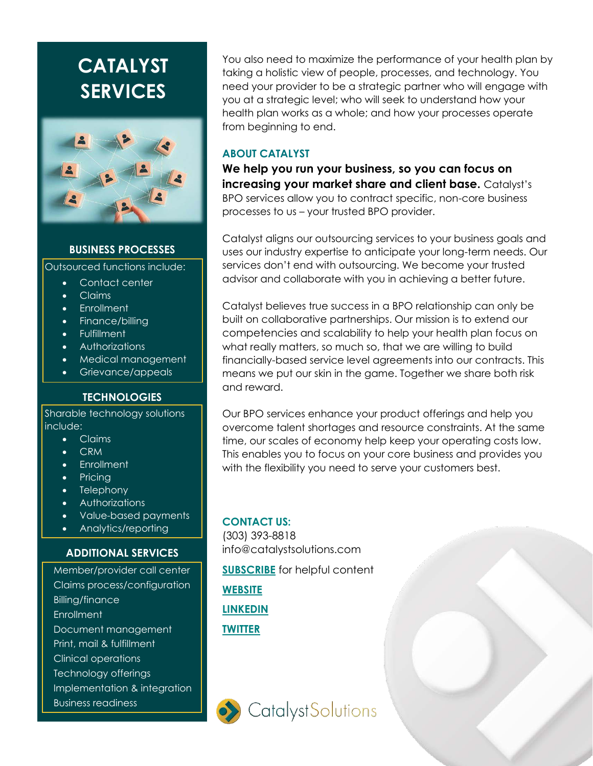# CATALYST SERVICES

### BUSINESS PROCESSES

Outsourced functions include:

- Contact center
- Claims
- Enrollment
- Finance/billing
- Fulfillment
- Authorizations
- Medical management
- Grievance/appeals

### TECHNOLOGIES

Sharable technology solutions include:

- Claims
- CRM
- Enrollment
- Pricing
- Telephony
- Authorizations
- Value-based payments
- Analytics/reporting

### ADDITIONAL SERVICES

Member/provider call center
Claims process/configuration
Billing/finance
Enrollment
Document management
Print, mail & fulfillment
Clinical operations
Technology offerings
Implementation & integration
Business readiness

You also need to maximize the performance of your health plan by taking a holistic view of people, processes, and technology. You need your provider to be a strategic partner who will engage with you at a strategic level; who will seek to understand how your health plan works as a whole; and how your processes operate from beginning to end.

## ABOUT CATALYST

**We help you run your business, so you can focus on increasing your market share and client base.** Catalyst's BPO services allow you to contract specific, non-core business processes to us – your trusted BPO provider.

Catalyst aligns our outsourcing services to your business goals and uses our industry expertise to anticipate your long-term needs. Our services don't end with outsourcing. We become your trusted advisor and collaborate with you in achieving a better future.

Catalyst believes true success in a BPO relationship can only be built on collaborative partnerships. Our mission is to extend our competencies and scalability to help your health plan focus on what really matters, so much so, that we are willing to build financially-based service level agreements into our contracts. This means we put our skin in the game. Together we share both risk and reward.

Our BPO services enhance your product offerings and help you overcome talent shortages and resource constraints. At the same time, our scales of economy help keep your operating costs low. This enables you to focus on your core business and provides you with the flexibility you need to serve your customers best.

## CONTACT US:

(303) 393-8818
info@catalystsolutions.com

**SUBSCRIBE** for helpful content

**WEBSITE**

**LINKEDIN**

**TWITTER**

CatalystSolutions